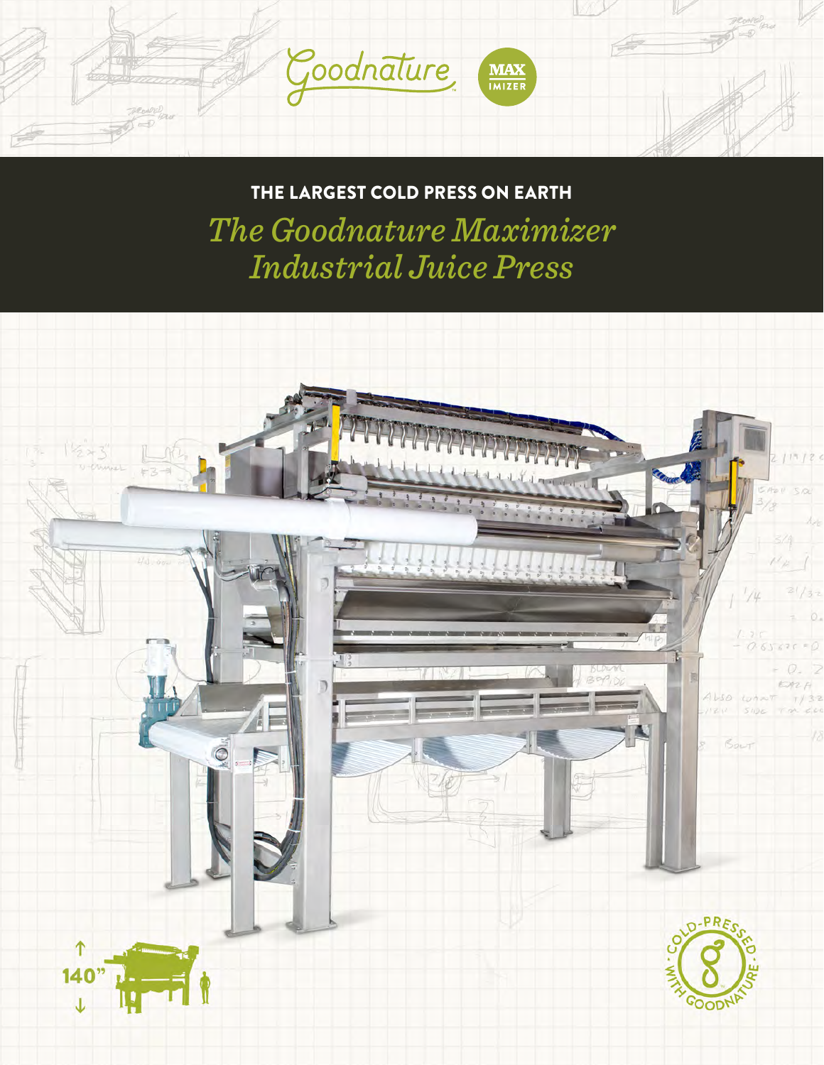Goodnature MAXIMIZER

## THE LARGEST COLD PRESS ON EARTH

# *The Goodnature Maximizer Industrial Juice Press*

140"

COLD-PRESSED WITH GOODNATURE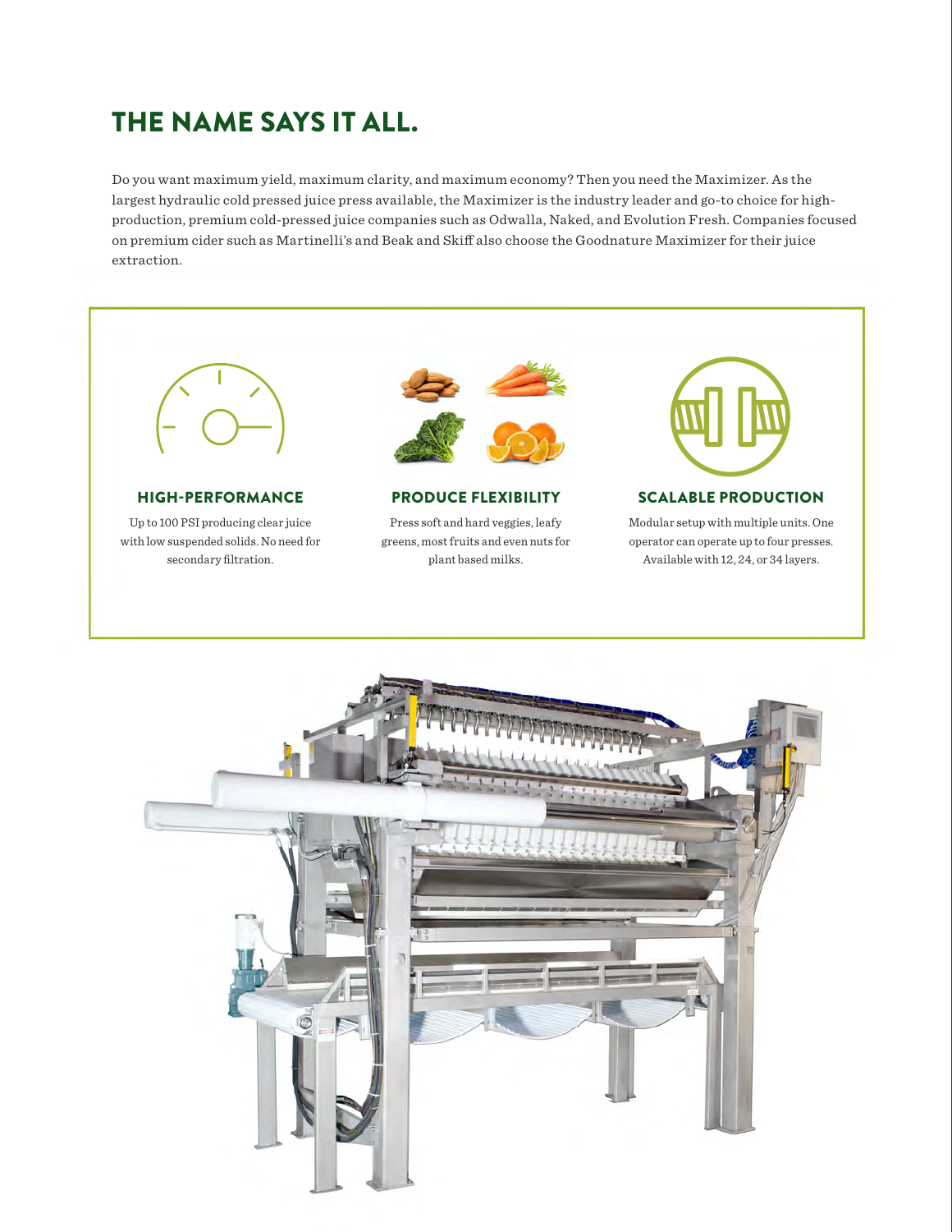# THE NAME SAYS IT ALL.

Do you want maximum yield, maximum clarity, and maximum economy? Then you need the Maximizer. As the largest hydraulic cold pressed juice press available, the Maximizer is the industry leader and go-to choice for high-production, premium cold-pressed juice companies such as Odwalla, Naked, and Evolution Fresh. Companies focused on premium cider such as Martinelli's and Beak and Skiff also choose the Goodnature Maximizer for their juice extraction.

### HIGH-PERFORMANCE

Up to 100 PSI producing clear juice with low suspended solids. No need for secondary filtration.

### PRODUCE FLEXIBILITY

Press soft and hard veggies, leafy greens, most fruits and even nuts for plant based milks.

### SCALABLE PRODUCTION

Modular setup with multiple units. One operator can operate up to four presses. Available with 12, 24, or 34 layers.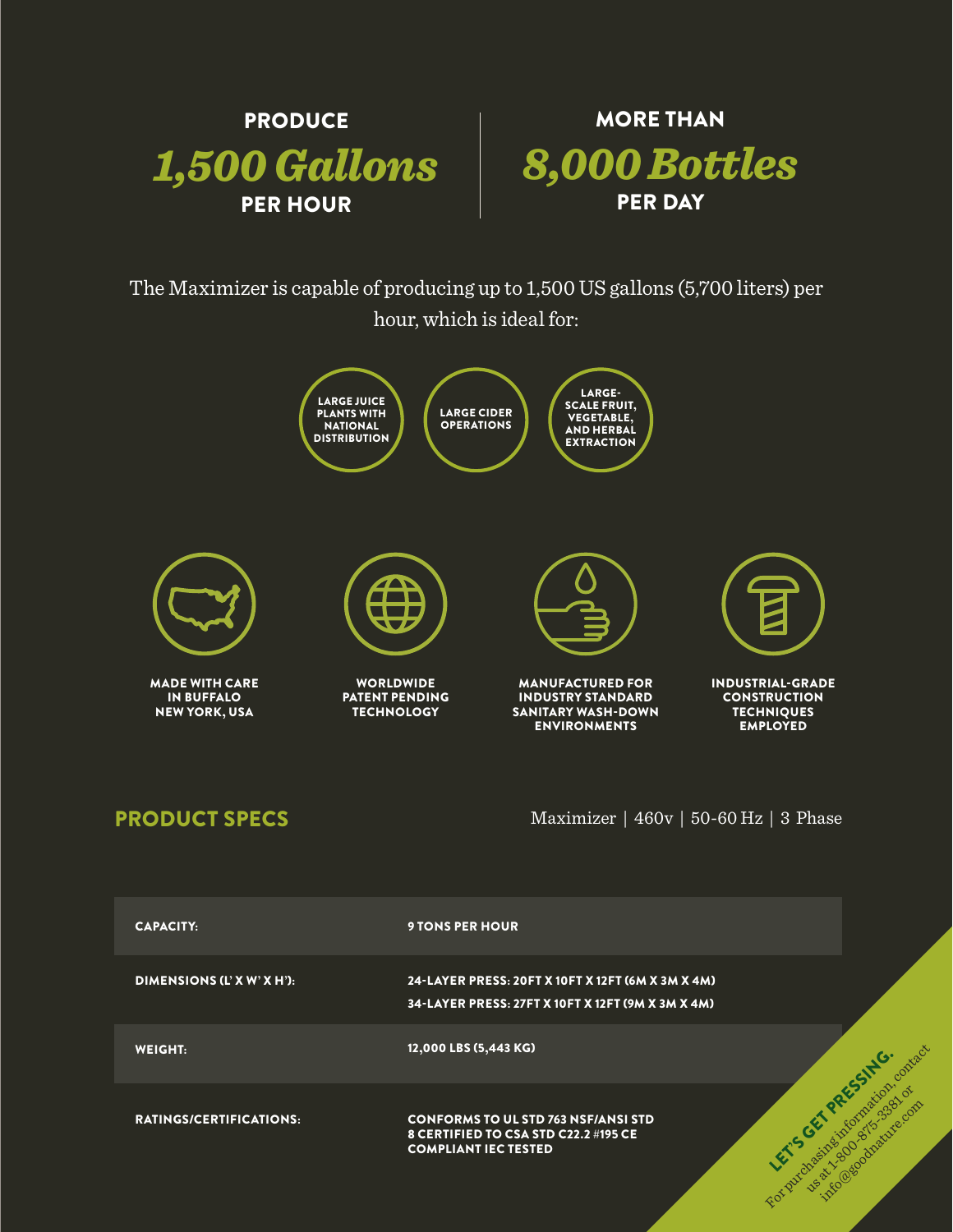PRODUCE
***1,500 Gallons***
PER HOUR

MORE THAN
***8,000 Bottles***
PER DAY

The Maximizer is capable of producing up to 1,500 US gallons (5,700 liters) per hour, which is ideal for:

- LARGE JUICE PLANTS WITH NATIONAL DISTRIBUTION
- LARGE CIDER OPERATIONS
- LARGE-SCALE FRUIT, VEGETABLE, AND HERBAL EXTRACTION

**MADE WITH CARE IN BUFFALO NEW YORK, USA**

**WORLDWIDE PATENT PENDING TECHNOLOGY**

**MANUFACTURED FOR INDUSTRY STANDARD SANITARY WASH-DOWN ENVIRONMENTS**

**INDUSTRIAL-GRADE CONSTRUCTION TECHNIQUES EMPLOYED**

## PRODUCT SPECS

Maximizer | 460v | 50-60 Hz | 3 Phase

| | |
|---|---|
| CAPACITY: | 9 TONS PER HOUR |
| DIMENSIONS (L' X W' X H'): | 24-LAYER PRESS: 20FT X 10FT X 12FT (6M X 3M X 4M)<br>34-LAYER PRESS: 27FT X 10FT X 12FT (9M X 3M X 4M) |
| WEIGHT: | 12,000 LBS (5,443 KG) |
| RATINGS/CERTIFICATIONS: | CONFORMS TO UL STD 763 NSF/ANSI STD 8 CERTIFIED TO CSA STD C22.2 #195 CE COMPLIANT IEC TESTED |

**LET'S GET PRESSING.**
For purchasing information, contact us at 1-800-875-3381 or info@goodnature.com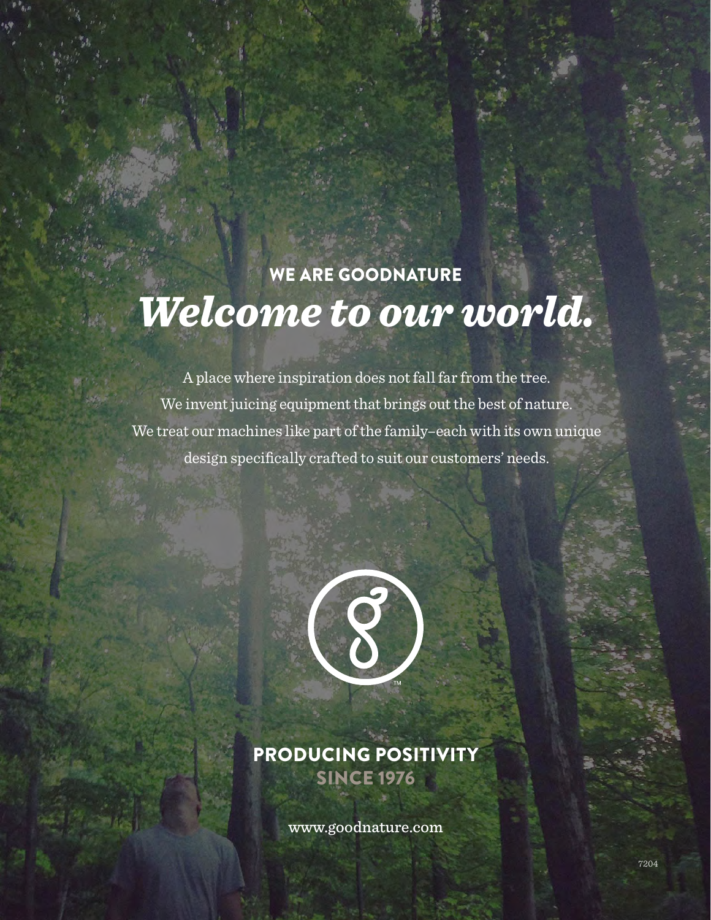## WE ARE GOODNATURE

# *Welcome to our world.*

A place where inspiration does not fall far from the tree.
We invent juicing equipment that brings out the best of nature.
We treat our machines like part of the family–each with its own unique design specifically crafted to suit our customers' needs.

**PRODUCING POSITIVITY**
**SINCE 1976**

www.goodnature.com

7204